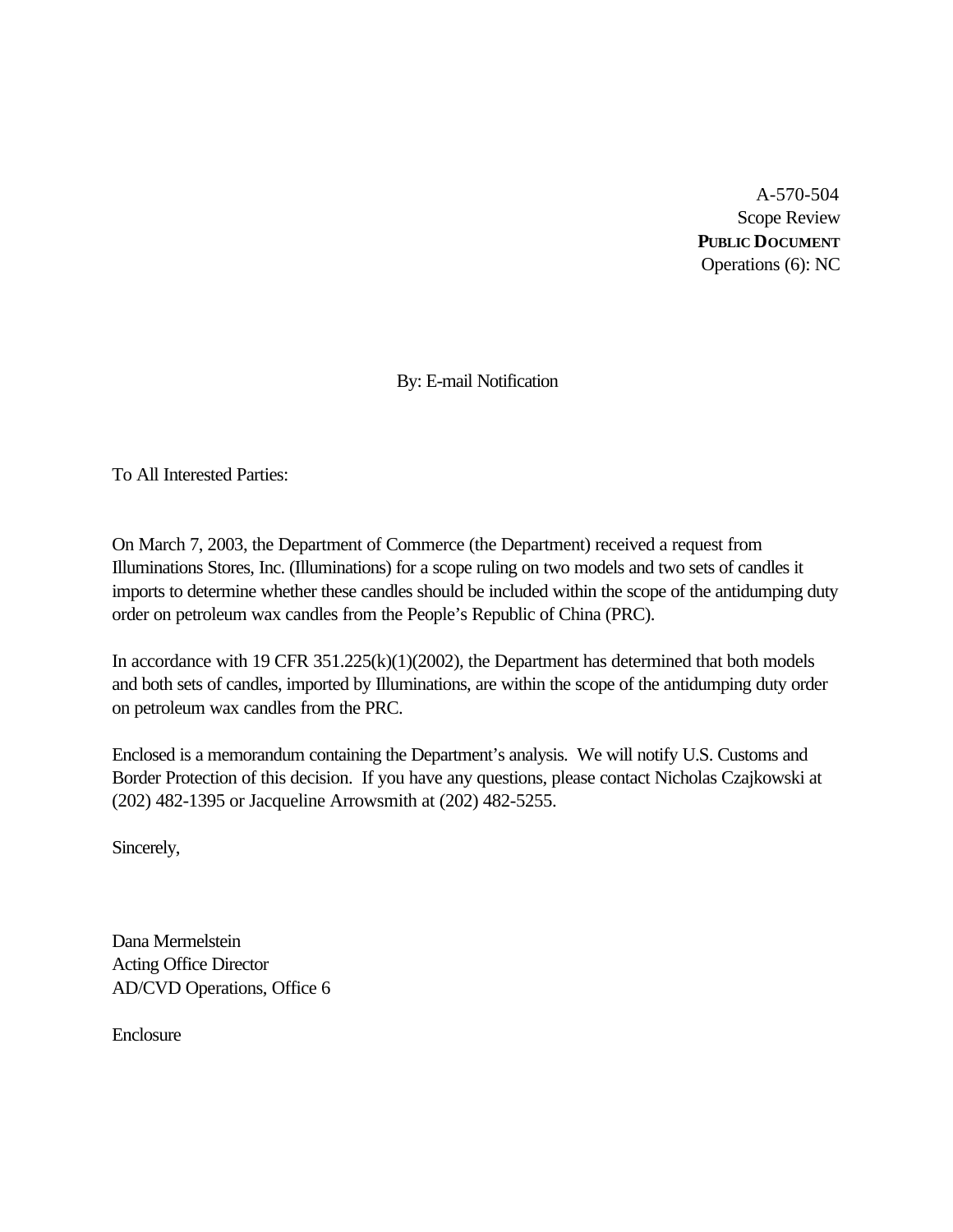A-570-504
Scope Review
**PUBLIC DOCUMENT**
Operations (6): NC

By: E-mail Notification

To All Interested Parties:

On March 7, 2003, the Department of Commerce (the Department) received a request from Illuminations Stores, Inc. (Illuminations) for a scope ruling on two models and two sets of candles it imports to determine whether these candles should be included within the scope of the antidumping duty order on petroleum wax candles from the People's Republic of China (PRC).

In accordance with 19 CFR 351.225(k)(1)(2002), the Department has determined that both models and both sets of candles, imported by Illuminations, are within the scope of the antidumping duty order on petroleum wax candles from the PRC.

Enclosed is a memorandum containing the Department's analysis. We will notify U.S. Customs and Border Protection of this decision. If you have any questions, please contact Nicholas Czajkowski at (202) 482-1395 or Jacqueline Arrowsmith at (202) 482-5255.

Sincerely,

Dana Mermelstein
Acting Office Director
AD/CVD Operations, Office 6

Enclosure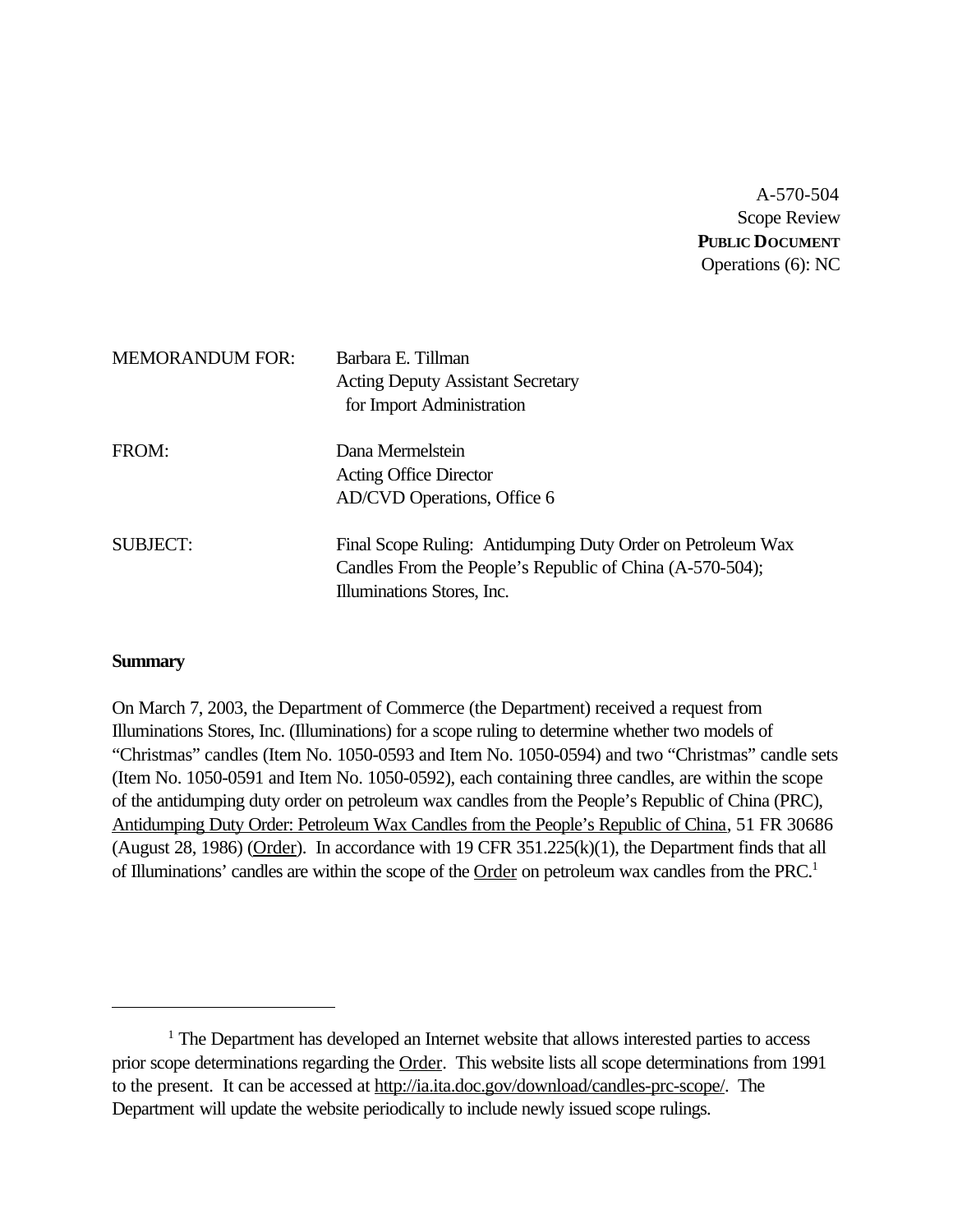A-570-504
Scope Review
**PUBLIC DOCUMENT**
Operations (6): NC

MEMORANDUM FOR: Barbara E. Tillman
Acting Deputy Assistant Secretary
for Import Administration

FROM: Dana Mermelstein
Acting Office Director
AD/CVD Operations, Office 6

SUBJECT: Final Scope Ruling: Antidumping Duty Order on Petroleum Wax Candles From the People's Republic of China (A-570-504); Illuminations Stores, Inc.

**Summary**

On March 7, 2003, the Department of Commerce (the Department) received a request from Illuminations Stores, Inc. (Illuminations) for a scope ruling to determine whether two models of "Christmas" candles (Item No. 1050-0593 and Item No. 1050-0594) and two "Christmas" candle sets (Item No. 1050-0591 and Item No. 1050-0592), each containing three candles, are within the scope of the antidumping duty order on petroleum wax candles from the People's Republic of China (PRC), Antidumping Duty Order: Petroleum Wax Candles from the People's Republic of China, 51 FR 30686 (August 28, 1986) (Order). In accordance with 19 CFR 351.225(k)(1), the Department finds that all of Illuminations' candles are within the scope of the Order on petroleum wax candles from the PRC.[1]

[1] The Department has developed an Internet website that allows interested parties to access prior scope determinations regarding the Order. This website lists all scope determinations from 1991 to the present. It can be accessed at http://ia.ita.doc.gov/download/candles-prc-scope/. The Department will update the website periodically to include newly issued scope rulings.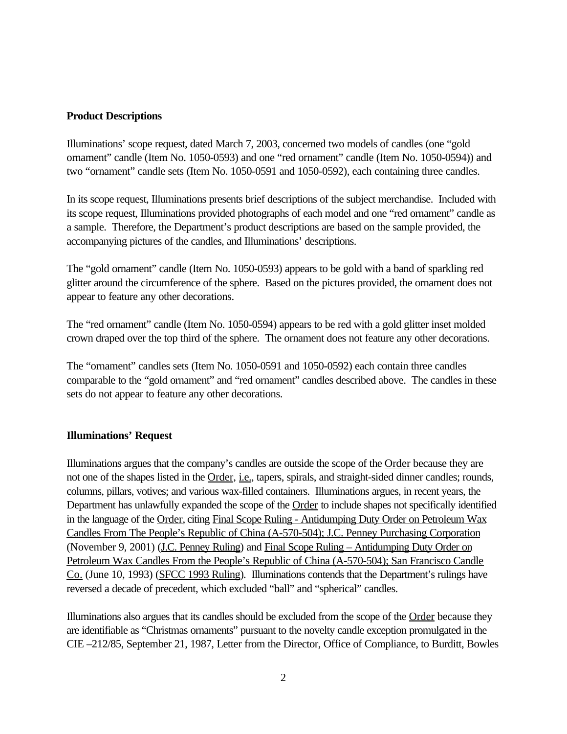**Product Descriptions**

Illuminations' scope request, dated March 7, 2003, concerned two models of candles (one "gold ornament" candle (Item No. 1050-0593) and one "red ornament" candle (Item No. 1050-0594)) and two "ornament" candle sets (Item No. 1050-0591 and 1050-0592), each containing three candles.

In its scope request, Illuminations presents brief descriptions of the subject merchandise. Included with its scope request, Illuminations provided photographs of each model and one "red ornament" candle as a sample. Therefore, the Department's product descriptions are based on the sample provided, the accompanying pictures of the candles, and Illuminations' descriptions.

The "gold ornament" candle (Item No. 1050-0593) appears to be gold with a band of sparkling red glitter around the circumference of the sphere. Based on the pictures provided, the ornament does not appear to feature any other decorations.

The "red ornament" candle (Item No. 1050-0594) appears to be red with a gold glitter inset molded crown draped over the top third of the sphere. The ornament does not feature any other decorations.

The "ornament" candles sets (Item No. 1050-0591 and 1050-0592) each contain three candles comparable to the "gold ornament" and "red ornament" candles described above. The candles in these sets do not appear to feature any other decorations.

**Illuminations' Request**

Illuminations argues that the company's candles are outside the scope of the Order because they are not one of the shapes listed in the Order, i.e., tapers, spirals, and straight-sided dinner candles; rounds, columns, pillars, votives; and various wax-filled containers. Illuminations argues, in recent years, the Department has unlawfully expanded the scope of the Order to include shapes not specifically identified in the language of the Order, citing Final Scope Ruling - Antidumping Duty Order on Petroleum Wax Candles From The People's Republic of China (A-570-504); J.C. Penney Purchasing Corporation (November 9, 2001) (J.C. Penney Ruling) and Final Scope Ruling – Antidumping Duty Order on Petroleum Wax Candles From the People's Republic of China (A-570-504); San Francisco Candle Co. (June 10, 1993) (SFCC 1993 Ruling). Illuminations contends that the Department's rulings have reversed a decade of precedent, which excluded "ball" and "spherical" candles.

Illuminations also argues that its candles should be excluded from the scope of the Order because they are identifiable as "Christmas ornaments" pursuant to the novelty candle exception promulgated in the CIE –212/85, September 21, 1987, Letter from the Director, Office of Compliance, to Burditt, Bowles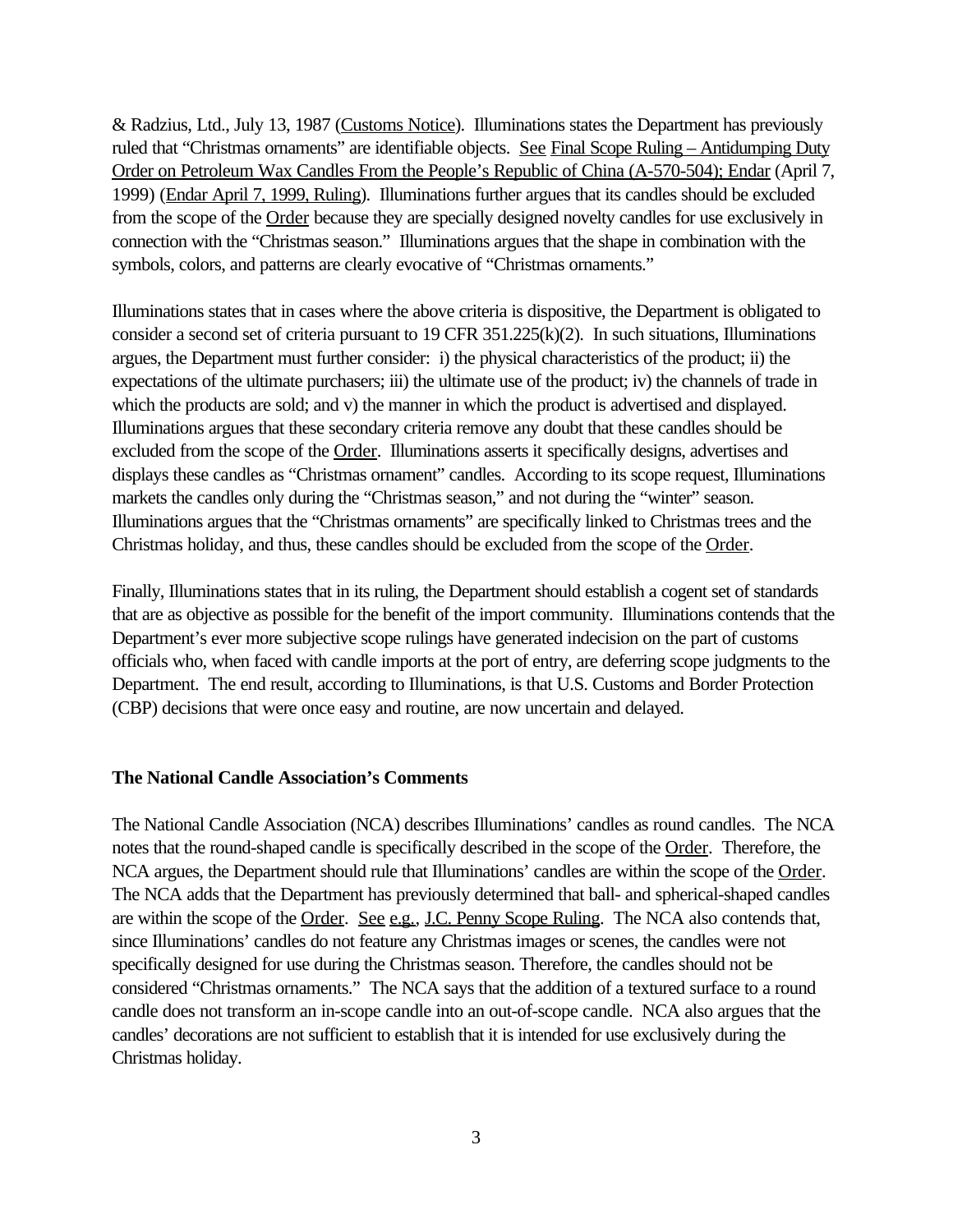& Radzius, Ltd., July 13, 1987 (Customs Notice). Illuminations states the Department has previously ruled that "Christmas ornaments" are identifiable objects. See Final Scope Ruling – Antidumping Duty Order on Petroleum Wax Candles From the People's Republic of China (A-570-504); Endar (April 7, 1999) (Endar April 7, 1999, Ruling). Illuminations further argues that its candles should be excluded from the scope of the Order because they are specially designed novelty candles for use exclusively in connection with the "Christmas season." Illuminations argues that the shape in combination with the symbols, colors, and patterns are clearly evocative of "Christmas ornaments."

Illuminations states that in cases where the above criteria is dispositive, the Department is obligated to consider a second set of criteria pursuant to 19 CFR 351.225(k)(2). In such situations, Illuminations argues, the Department must further consider: i) the physical characteristics of the product; ii) the expectations of the ultimate purchasers; iii) the ultimate use of the product; iv) the channels of trade in which the products are sold; and v) the manner in which the product is advertised and displayed. Illuminations argues that these secondary criteria remove any doubt that these candles should be excluded from the scope of the Order. Illuminations asserts it specifically designs, advertises and displays these candles as "Christmas ornament" candles. According to its scope request, Illuminations markets the candles only during the "Christmas season," and not during the "winter" season. Illuminations argues that the "Christmas ornaments" are specifically linked to Christmas trees and the Christmas holiday, and thus, these candles should be excluded from the scope of the Order.

Finally, Illuminations states that in its ruling, the Department should establish a cogent set of standards that are as objective as possible for the benefit of the import community. Illuminations contends that the Department's ever more subjective scope rulings have generated indecision on the part of customs officials who, when faced with candle imports at the port of entry, are deferring scope judgments to the Department. The end result, according to Illuminations, is that U.S. Customs and Border Protection (CBP) decisions that were once easy and routine, are now uncertain and delayed.

**The National Candle Association's Comments**

The National Candle Association (NCA) describes Illuminations' candles as round candles. The NCA notes that the round-shaped candle is specifically described in the scope of the Order. Therefore, the NCA argues, the Department should rule that Illuminations' candles are within the scope of the Order. The NCA adds that the Department has previously determined that ball- and spherical-shaped candles are within the scope of the Order. See e.g., J.C. Penny Scope Ruling. The NCA also contends that, since Illuminations' candles do not feature any Christmas images or scenes, the candles were not specifically designed for use during the Christmas season. Therefore, the candles should not be considered "Christmas ornaments." The NCA says that the addition of a textured surface to a round candle does not transform an in-scope candle into an out-of-scope candle. NCA also argues that the candles' decorations are not sufficient to establish that it is intended for use exclusively during the Christmas holiday.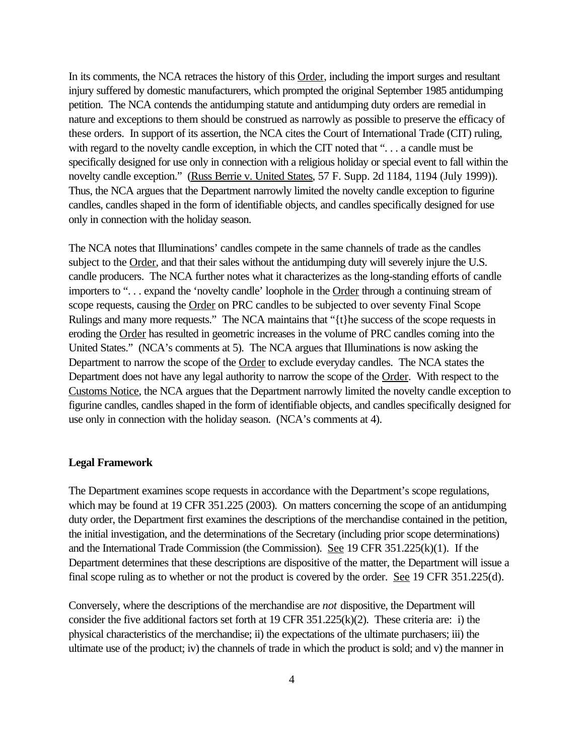In its comments, the NCA retraces the history of this Order, including the import surges and resultant injury suffered by domestic manufacturers, which prompted the original September 1985 antidumping petition. The NCA contends the antidumping statute and antidumping duty orders are remedial in nature and exceptions to them should be construed as narrowly as possible to preserve the efficacy of these orders. In support of its assertion, the NCA cites the Court of International Trade (CIT) ruling, with regard to the novelty candle exception, in which the CIT noted that ". . . a candle must be specifically designed for use only in connection with a religious holiday or special event to fall within the novelty candle exception." (Russ Berrie v. United States, 57 F. Supp. 2d 1184, 1194 (July 1999)). Thus, the NCA argues that the Department narrowly limited the novelty candle exception to figurine candles, candles shaped in the form of identifiable objects, and candles specifically designed for use only in connection with the holiday season.

The NCA notes that Illuminations' candles compete in the same channels of trade as the candles subject to the Order, and that their sales without the antidumping duty will severely injure the U.S. candle producers. The NCA further notes what it characterizes as the long-standing efforts of candle importers to ". . . expand the 'novelty candle' loophole in the Order through a continuing stream of scope requests, causing the Order on PRC candles to be subjected to over seventy Final Scope Rulings and many more requests." The NCA maintains that "{t}he success of the scope requests in eroding the Order has resulted in geometric increases in the volume of PRC candles coming into the United States." (NCA's comments at 5). The NCA argues that Illuminations is now asking the Department to narrow the scope of the Order to exclude everyday candles. The NCA states the Department does not have any legal authority to narrow the scope of the Order. With respect to the Customs Notice, the NCA argues that the Department narrowly limited the novelty candle exception to figurine candles, candles shaped in the form of identifiable objects, and candles specifically designed for use only in connection with the holiday season. (NCA's comments at 4).

**Legal Framework**

The Department examines scope requests in accordance with the Department's scope regulations, which may be found at 19 CFR 351.225 (2003). On matters concerning the scope of an antidumping duty order, the Department first examines the descriptions of the merchandise contained in the petition, the initial investigation, and the determinations of the Secretary (including prior scope determinations) and the International Trade Commission (the Commission). See 19 CFR 351.225(k)(1). If the Department determines that these descriptions are dispositive of the matter, the Department will issue a final scope ruling as to whether or not the product is covered by the order. See 19 CFR 351.225(d).

Conversely, where the descriptions of the merchandise are *not* dispositive, the Department will consider the five additional factors set forth at 19 CFR 351.225(k)(2). These criteria are: i) the physical characteristics of the merchandise; ii) the expectations of the ultimate purchasers; iii) the ultimate use of the product; iv) the channels of trade in which the product is sold; and v) the manner in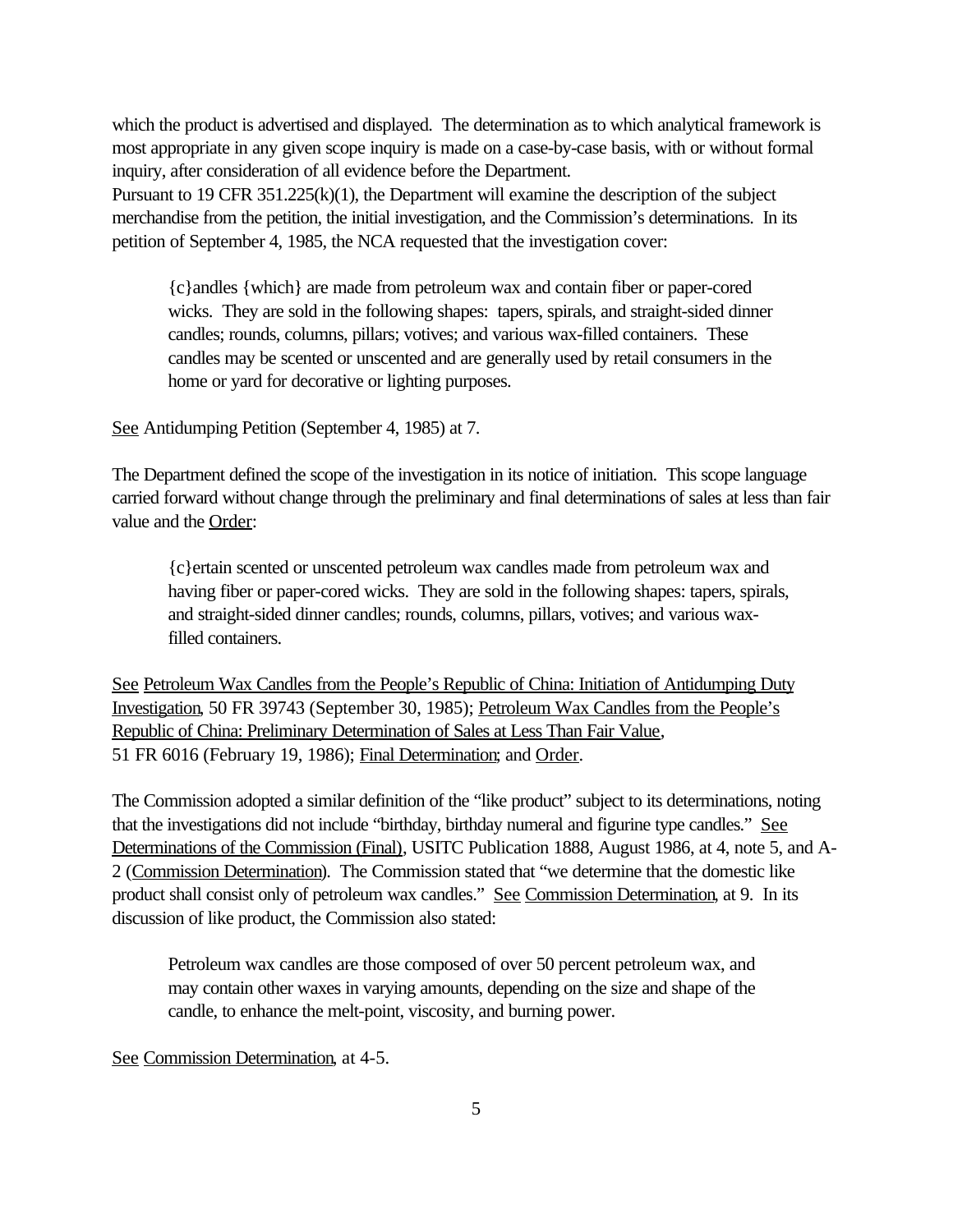which the product is advertised and displayed. The determination as to which analytical framework is most appropriate in any given scope inquiry is made on a case-by-case basis, with or without formal inquiry, after consideration of all evidence before the Department.

Pursuant to 19 CFR 351.225(k)(1), the Department will examine the description of the subject merchandise from the petition, the initial investigation, and the Commission's determinations. In its petition of September 4, 1985, the NCA requested that the investigation cover:

> {c}andles {which} are made from petroleum wax and contain fiber or paper-cored wicks. They are sold in the following shapes: tapers, spirals, and straight-sided dinner candles; rounds, columns, pillars; votives; and various wax-filled containers. These candles may be scented or unscented and are generally used by retail consumers in the home or yard for decorative or lighting purposes.

See Antidumping Petition (September 4, 1985) at 7.

The Department defined the scope of the investigation in its notice of initiation. This scope language carried forward without change through the preliminary and final determinations of sales at less than fair value and the Order:

> {c}ertain scented or unscented petroleum wax candles made from petroleum wax and having fiber or paper-cored wicks. They are sold in the following shapes: tapers, spirals, and straight-sided dinner candles; rounds, columns, pillars, votives; and various wax-filled containers.

See Petroleum Wax Candles from the People's Republic of China: Initiation of Antidumping Duty Investigation, 50 FR 39743 (September 30, 1985); Petroleum Wax Candles from the People's Republic of China: Preliminary Determination of Sales at Less Than Fair Value, 51 FR 6016 (February 19, 1986); Final Determination; and Order.

The Commission adopted a similar definition of the "like product" subject to its determinations, noting that the investigations did not include "birthday, birthday numeral and figurine type candles." See Determinations of the Commission (Final), USITC Publication 1888, August 1986, at 4, note 5, and A-2 (Commission Determination). The Commission stated that "we determine that the domestic like product shall consist only of petroleum wax candles." See Commission Determination, at 9. In its discussion of like product, the Commission also stated:

> Petroleum wax candles are those composed of over 50 percent petroleum wax, and may contain other waxes in varying amounts, depending on the size and shape of the candle, to enhance the melt-point, viscosity, and burning power.

See Commission Determination, at 4-5.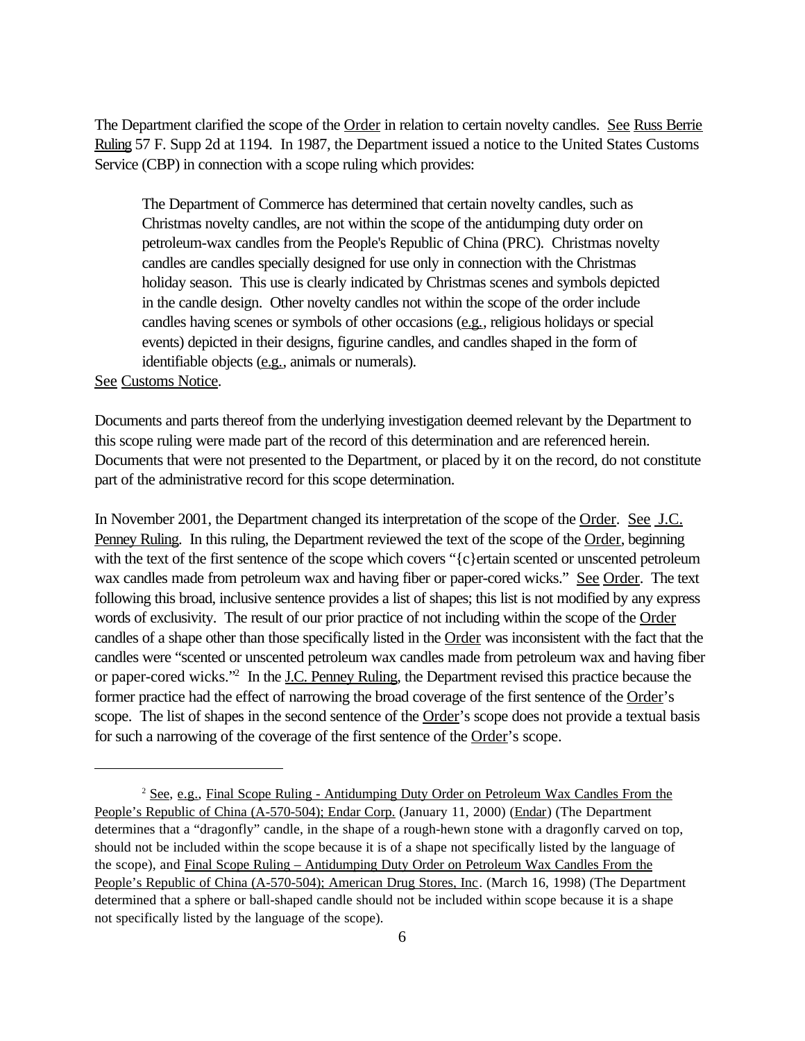The Department clarified the scope of the Order in relation to certain novelty candles. See Russ Berrie Ruling 57 F. Supp 2d at 1194. In 1987, the Department issued a notice to the United States Customs Service (CBP) in connection with a scope ruling which provides:

> The Department of Commerce has determined that certain novelty candles, such as Christmas novelty candles, are not within the scope of the antidumping duty order on petroleum-wax candles from the People's Republic of China (PRC). Christmas novelty candles are candles specially designed for use only in connection with the Christmas holiday season. This use is clearly indicated by Christmas scenes and symbols depicted in the candle design. Other novelty candles not within the scope of the order include candles having scenes or symbols of other occasions (e.g., religious holidays or special events) depicted in their designs, figurine candles, and candles shaped in the form of identifiable objects (e.g., animals or numerals).

See Customs Notice.

Documents and parts thereof from the underlying investigation deemed relevant by the Department to this scope ruling were made part of the record of this determination and are referenced herein. Documents that were not presented to the Department, or placed by it on the record, do not constitute part of the administrative record for this scope determination.

In November 2001, the Department changed its interpretation of the scope of the Order. See J.C. Penney Ruling. In this ruling, the Department reviewed the text of the scope of the Order, beginning with the text of the first sentence of the scope which covers "{c}ertain scented or unscented petroleum wax candles made from petroleum wax and having fiber or paper-cored wicks." See Order. The text following this broad, inclusive sentence provides a list of shapes; this list is not modified by any express words of exclusivity. The result of our prior practice of not including within the scope of the Order candles of a shape other than those specifically listed in the Order was inconsistent with the fact that the candles were "scented or unscented petroleum wax candles made from petroleum wax and having fiber or paper-cored wicks."[2] In the J.C. Penney Ruling, the Department revised this practice because the former practice had the effect of narrowing the broad coverage of the first sentence of the Order's scope. The list of shapes in the second sentence of the Order's scope does not provide a textual basis for such a narrowing of the coverage of the first sentence of the Order's scope.

---

[2] See, e.g., Final Scope Ruling - Antidumping Duty Order on Petroleum Wax Candles From the People's Republic of China (A-570-504); Endar Corp. (January 11, 2000) (Endar) (The Department determines that a "dragonfly" candle, in the shape of a rough-hewn stone with a dragonfly carved on top, should not be included within the scope because it is of a shape not specifically listed by the language of the scope), and Final Scope Ruling – Antidumping Duty Order on Petroleum Wax Candles From the People's Republic of China (A-570-504); American Drug Stores, Inc. (March 16, 1998) (The Department determined that a sphere or ball-shaped candle should not be included within scope because it is a shape not specifically listed by the language of the scope).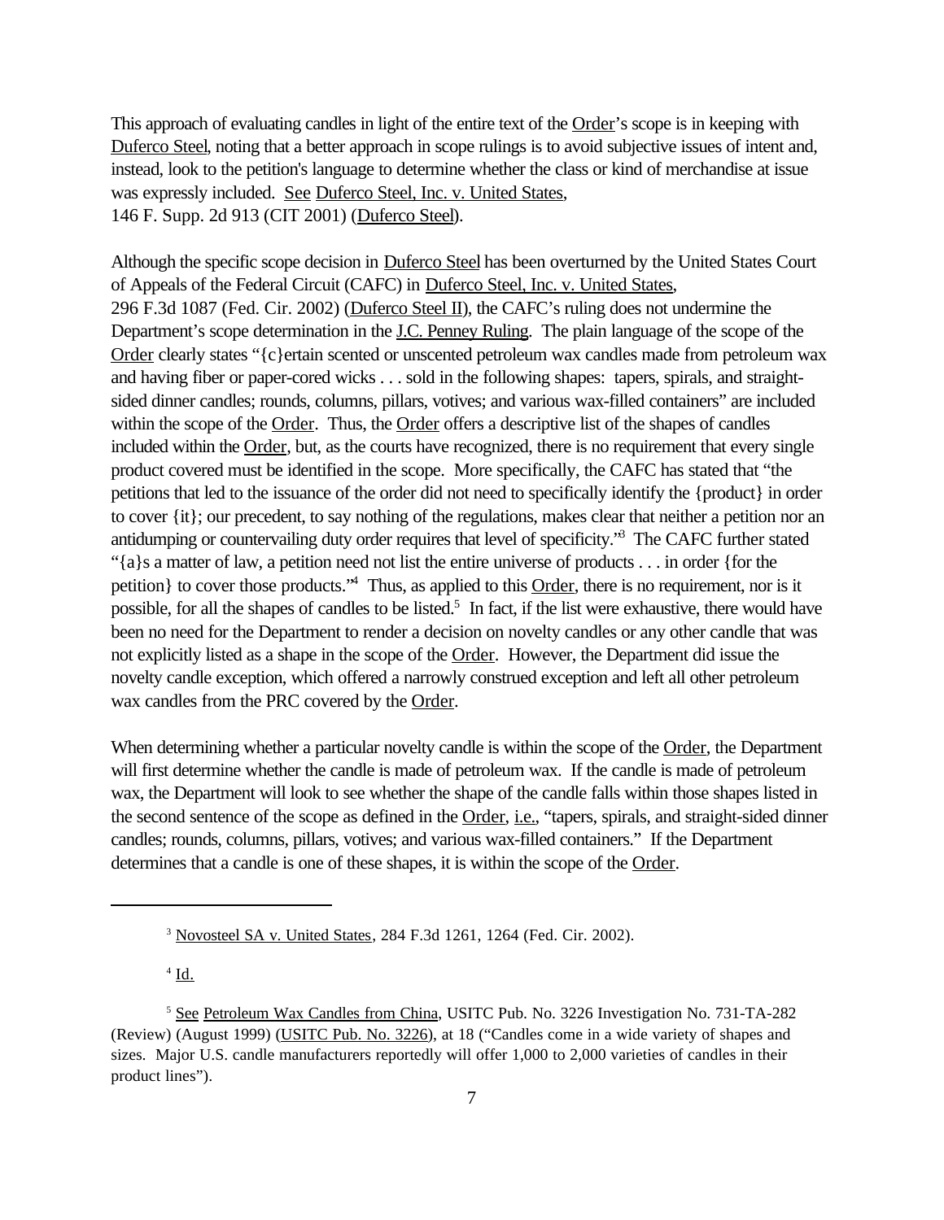This approach of evaluating candles in light of the entire text of the Order's scope is in keeping with Duferco Steel, noting that a better approach in scope rulings is to avoid subjective issues of intent and, instead, look to the petition's language to determine whether the class or kind of merchandise at issue was expressly included. See Duferco Steel, Inc. v. United States, 146 F. Supp. 2d 913 (CIT 2001) (Duferco Steel).

Although the specific scope decision in Duferco Steel has been overturned by the United States Court of Appeals of the Federal Circuit (CAFC) in Duferco Steel, Inc. v. United States, 296 F.3d 1087 (Fed. Cir. 2002) (Duferco Steel II), the CAFC's ruling does not undermine the Department's scope determination in the J.C. Penney Ruling. The plain language of the scope of the Order clearly states "{c}ertain scented or unscented petroleum wax candles made from petroleum wax and having fiber or paper-cored wicks . . . sold in the following shapes: tapers, spirals, and straight-sided dinner candles; rounds, columns, pillars, votives; and various wax-filled containers" are included within the scope of the Order. Thus, the Order offers a descriptive list of the shapes of candles included within the Order, but, as the courts have recognized, there is no requirement that every single product covered must be identified in the scope. More specifically, the CAFC has stated that "the petitions that led to the issuance of the order did not need to specifically identify the {product} in order to cover {it}; our precedent, to say nothing of the regulations, makes clear that neither a petition nor an antidumping or countervailing duty order requires that level of specificity."[3] The CAFC further stated "{a}s a matter of law, a petition need not list the entire universe of products . . . in order {for the petition} to cover those products."[4] Thus, as applied to this Order, there is no requirement, nor is it possible, for all the shapes of candles to be listed.[5] In fact, if the list were exhaustive, there would have been no need for the Department to render a decision on novelty candles or any other candle that was not explicitly listed as a shape in the scope of the Order. However, the Department did issue the novelty candle exception, which offered a narrowly construed exception and left all other petroleum wax candles from the PRC covered by the Order.

When determining whether a particular novelty candle is within the scope of the Order, the Department will first determine whether the candle is made of petroleum wax. If the candle is made of petroleum wax, the Department will look to see whether the shape of the candle falls within those shapes listed in the second sentence of the scope as defined in the Order, i.e., "tapers, spirals, and straight-sided dinner candles; rounds, columns, pillars, votives; and various wax-filled containers." If the Department determines that a candle is one of these shapes, it is within the scope of the Order.

---

[3] Novosteel SA v. United States, 284 F.3d 1261, 1264 (Fed. Cir. 2002).

[4] Id.

[5] See Petroleum Wax Candles from China, USITC Pub. No. 3226 Investigation No. 731-TA-282 (Review) (August 1999) (USITC Pub. No. 3226), at 18 ("Candles come in a wide variety of shapes and sizes. Major U.S. candle manufacturers reportedly will offer 1,000 to 2,000 varieties of candles in their product lines").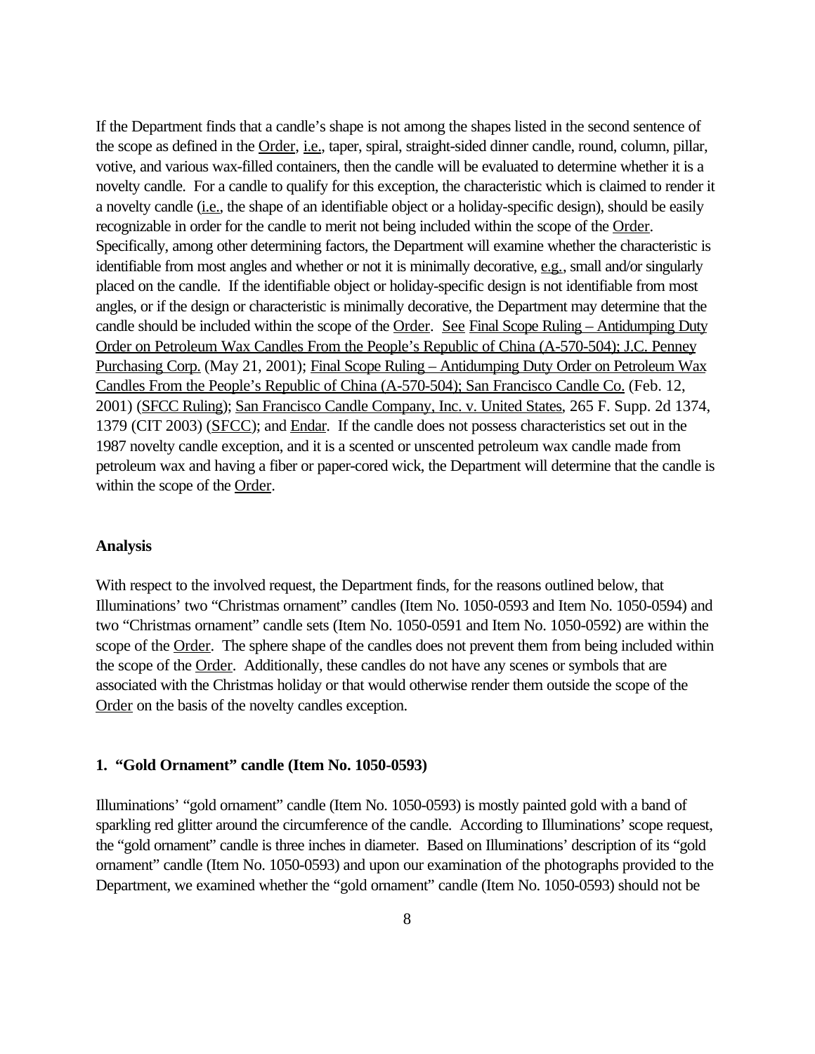If the Department finds that a candle's shape is not among the shapes listed in the second sentence of the scope as defined in the Order, i.e., taper, spiral, straight-sided dinner candle, round, column, pillar, votive, and various wax-filled containers, then the candle will be evaluated to determine whether it is a novelty candle. For a candle to qualify for this exception, the characteristic which is claimed to render it a novelty candle (i.e., the shape of an identifiable object or a holiday-specific design), should be easily recognizable in order for the candle to merit not being included within the scope of the Order. Specifically, among other determining factors, the Department will examine whether the characteristic is identifiable from most angles and whether or not it is minimally decorative, e.g., small and/or singularly placed on the candle. If the identifiable object or holiday-specific design is not identifiable from most angles, or if the design or characteristic is minimally decorative, the Department may determine that the candle should be included within the scope of the Order. See Final Scope Ruling – Antidumping Duty Order on Petroleum Wax Candles From the People's Republic of China (A-570-504); J.C. Penney Purchasing Corp. (May 21, 2001); Final Scope Ruling – Antidumping Duty Order on Petroleum Wax Candles From the People's Republic of China (A-570-504); San Francisco Candle Co. (Feb. 12, 2001) (SFCC Ruling); San Francisco Candle Company, Inc. v. United States, 265 F. Supp. 2d 1374, 1379 (CIT 2003) (SFCC); and Endar. If the candle does not possess characteristics set out in the 1987 novelty candle exception, and it is a scented or unscented petroleum wax candle made from petroleum wax and having a fiber or paper-cored wick, the Department will determine that the candle is within the scope of the Order.

**Analysis**

With respect to the involved request, the Department finds, for the reasons outlined below, that Illuminations' two "Christmas ornament" candles (Item No. 1050-0593 and Item No. 1050-0594) and two "Christmas ornament" candle sets (Item No. 1050-0591 and Item No. 1050-0592) are within the scope of the Order. The sphere shape of the candles does not prevent them from being included within the scope of the Order. Additionally, these candles do not have any scenes or symbols that are associated with the Christmas holiday or that would otherwise render them outside the scope of the Order on the basis of the novelty candles exception.

**1. "Gold Ornament" candle (Item No. 1050-0593)**

Illuminations' "gold ornament" candle (Item No. 1050-0593) is mostly painted gold with a band of sparkling red glitter around the circumference of the candle. According to Illuminations' scope request, the "gold ornament" candle is three inches in diameter. Based on Illuminations' description of its "gold ornament" candle (Item No. 1050-0593) and upon our examination of the photographs provided to the Department, we examined whether the "gold ornament" candle (Item No. 1050-0593) should not be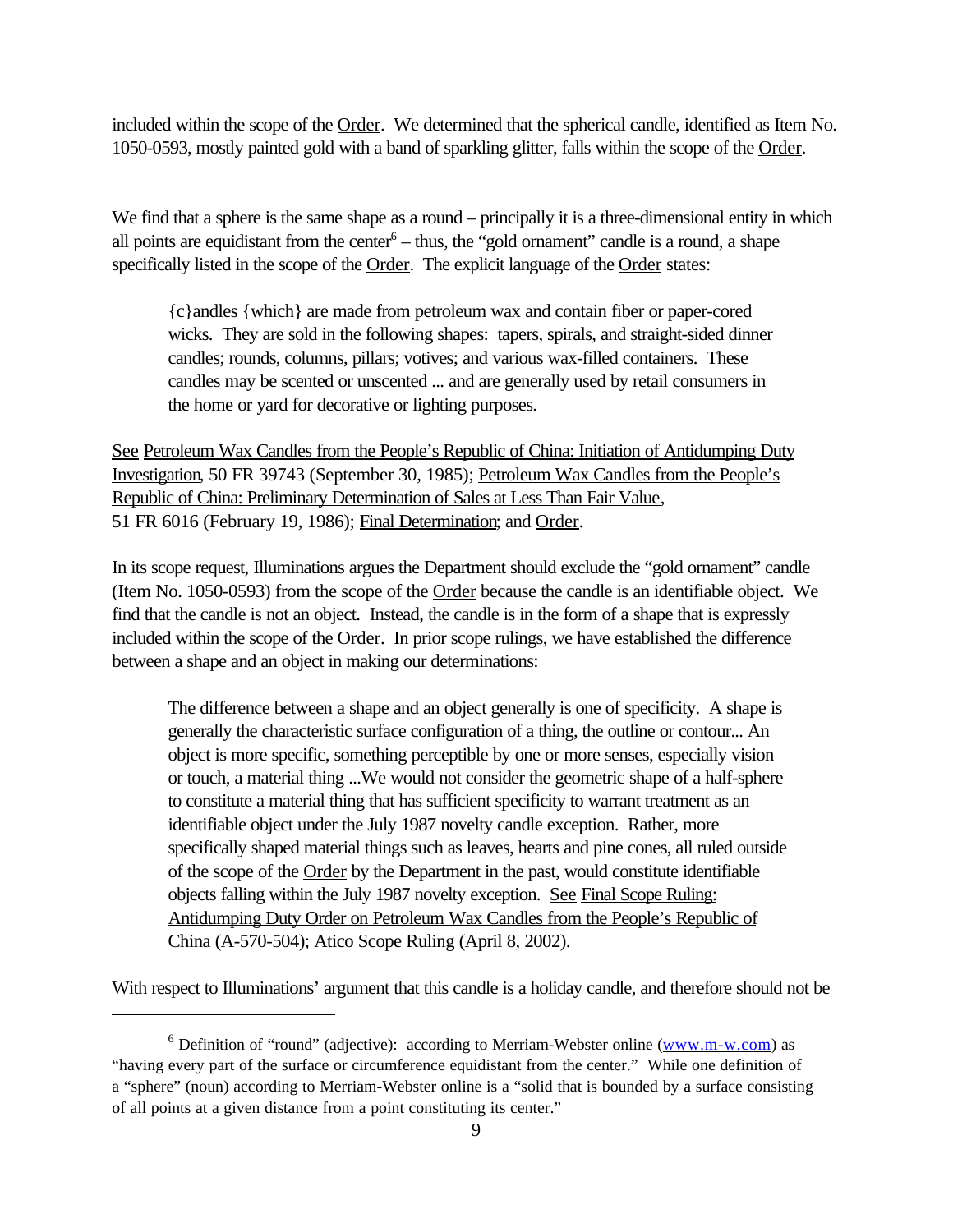included within the scope of the Order. We determined that the spherical candle, identified as Item No. 1050-0593, mostly painted gold with a band of sparkling glitter, falls within the scope of the Order.

We find that a sphere is the same shape as a round – principally it is a three-dimensional entity in which all points are equidistant from the center[6] – thus, the "gold ornament" candle is a round, a shape specifically listed in the scope of the Order. The explicit language of the Order states:

> {c}andles {which} are made from petroleum wax and contain fiber or paper-cored wicks. They are sold in the following shapes: tapers, spirals, and straight-sided dinner candles; rounds, columns, pillars; votives; and various wax-filled containers. These candles may be scented or unscented ... and are generally used by retail consumers in the home or yard for decorative or lighting purposes.

See Petroleum Wax Candles from the People's Republic of China: Initiation of Antidumping Duty Investigation, 50 FR 39743 (September 30, 1985); Petroleum Wax Candles from the People's Republic of China: Preliminary Determination of Sales at Less Than Fair Value, 51 FR 6016 (February 19, 1986); Final Determination; and Order.

In its scope request, Illuminations argues the Department should exclude the "gold ornament" candle (Item No. 1050-0593) from the scope of the Order because the candle is an identifiable object. We find that the candle is not an object. Instead, the candle is in the form of a shape that is expressly included within the scope of the Order. In prior scope rulings, we have established the difference between a shape and an object in making our determinations:

> The difference between a shape and an object generally is one of specificity. A shape is generally the characteristic surface configuration of a thing, the outline or contour... An object is more specific, something perceptible by one or more senses, especially vision or touch, a material thing ...We would not consider the geometric shape of a half-sphere to constitute a material thing that has sufficient specificity to warrant treatment as an identifiable object under the July 1987 novelty candle exception. Rather, more specifically shaped material things such as leaves, hearts and pine cones, all ruled outside of the scope of the Order by the Department in the past, would constitute identifiable objects falling within the July 1987 novelty exception. See Final Scope Ruling: Antidumping Duty Order on Petroleum Wax Candles from the People's Republic of China (A-570-504); Atico Scope Ruling (April 8, 2002).

With respect to Illuminations' argument that this candle is a holiday candle, and therefore should not be

---

[6] Definition of "round" (adjective): according to Merriam-Webster online (www.m-w.com) as "having every part of the surface or circumference equidistant from the center." While one definition of a "sphere" (noun) according to Merriam-Webster online is a "solid that is bounded by a surface consisting of all points at a given distance from a point constituting its center."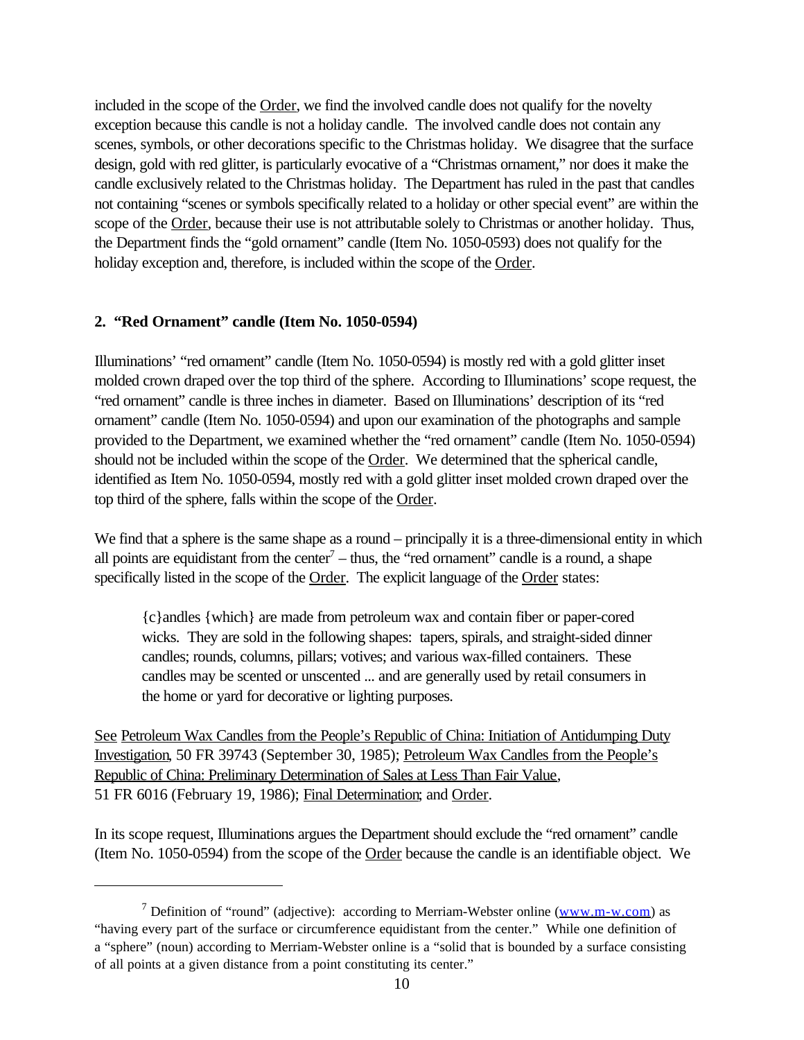included in the scope of the Order, we find the involved candle does not qualify for the novelty exception because this candle is not a holiday candle. The involved candle does not contain any scenes, symbols, or other decorations specific to the Christmas holiday. We disagree that the surface design, gold with red glitter, is particularly evocative of a "Christmas ornament," nor does it make the candle exclusively related to the Christmas holiday. The Department has ruled in the past that candles not containing "scenes or symbols specifically related to a holiday or other special event" are within the scope of the Order, because their use is not attributable solely to Christmas or another holiday. Thus, the Department finds the "gold ornament" candle (Item No. 1050-0593) does not qualify for the holiday exception and, therefore, is included within the scope of the Order.

**2. "Red Ornament" candle (Item No. 1050-0594)**

Illuminations' "red ornament" candle (Item No. 1050-0594) is mostly red with a gold glitter inset molded crown draped over the top third of the sphere. According to Illuminations' scope request, the "red ornament" candle is three inches in diameter. Based on Illuminations' description of its "red ornament" candle (Item No. 1050-0594) and upon our examination of the photographs and sample provided to the Department, we examined whether the "red ornament" candle (Item No. 1050-0594) should not be included within the scope of the Order. We determined that the spherical candle, identified as Item No. 1050-0594, mostly red with a gold glitter inset molded crown draped over the top third of the sphere, falls within the scope of the Order.

We find that a sphere is the same shape as a round – principally it is a three-dimensional entity in which all points are equidistant from the center[7] – thus, the "red ornament" candle is a round, a shape specifically listed in the scope of the Order. The explicit language of the Order states:

> {c}andles {which} are made from petroleum wax and contain fiber or paper-cored wicks. They are sold in the following shapes: tapers, spirals, and straight-sided dinner candles; rounds, columns, pillars; votives; and various wax-filled containers. These candles may be scented or unscented ... and are generally used by retail consumers in the home or yard for decorative or lighting purposes.

See Petroleum Wax Candles from the People's Republic of China: Initiation of Antidumping Duty Investigation, 50 FR 39743 (September 30, 1985); Petroleum Wax Candles from the People's Republic of China: Preliminary Determination of Sales at Less Than Fair Value, 51 FR 6016 (February 19, 1986); Final Determination; and Order.

In its scope request, Illuminations argues the Department should exclude the "red ornament" candle (Item No. 1050-0594) from the scope of the Order because the candle is an identifiable object. We

---

[7] Definition of "round" (adjective): according to Merriam-Webster online (www.m-w.com) as "having every part of the surface or circumference equidistant from the center." While one definition of a "sphere" (noun) according to Merriam-Webster online is a "solid that is bounded by a surface consisting of all points at a given distance from a point constituting its center."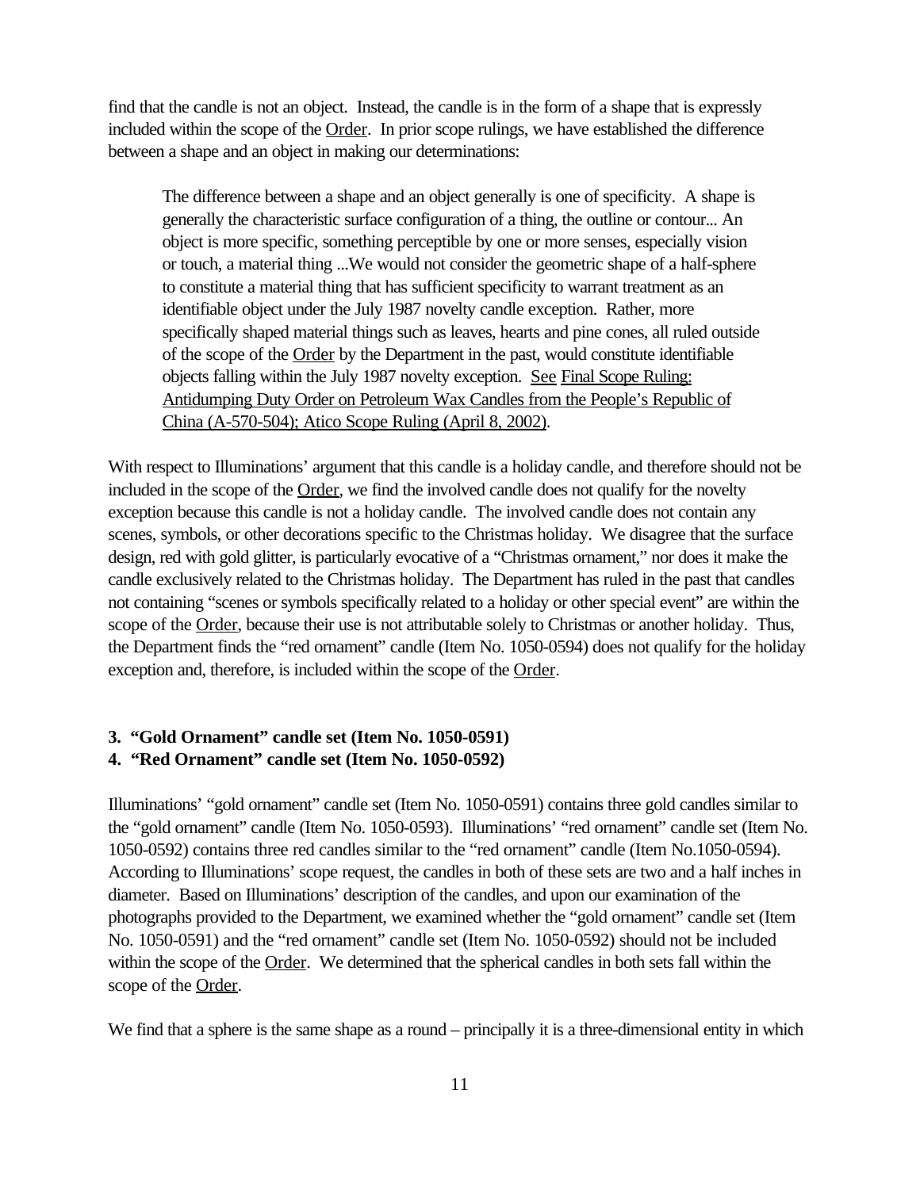find that the candle is not an object. Instead, the candle is in the form of a shape that is expressly included within the scope of the Order. In prior scope rulings, we have established the difference between a shape and an object in making our determinations:

> The difference between a shape and an object generally is one of specificity. A shape is generally the characteristic surface configuration of a thing, the outline or contour... An object is more specific, something perceptible by one or more senses, especially vision or touch, a material thing ...We would not consider the geometric shape of a half-sphere to constitute a material thing that has sufficient specificity to warrant treatment as an identifiable object under the July 1987 novelty candle exception. Rather, more specifically shaped material things such as leaves, hearts and pine cones, all ruled outside of the scope of the Order by the Department in the past, would constitute identifiable objects falling within the July 1987 novelty exception. See Final Scope Ruling: Antidumping Duty Order on Petroleum Wax Candles from the People's Republic of China (A-570-504); Atico Scope Ruling (April 8, 2002).

With respect to Illuminations' argument that this candle is a holiday candle, and therefore should not be included in the scope of the Order, we find the involved candle does not qualify for the novelty exception because this candle is not a holiday candle. The involved candle does not contain any scenes, symbols, or other decorations specific to the Christmas holiday. We disagree that the surface design, red with gold glitter, is particularly evocative of a "Christmas ornament," nor does it make the candle exclusively related to the Christmas holiday. The Department has ruled in the past that candles not containing "scenes or symbols specifically related to a holiday or other special event" are within the scope of the Order, because their use is not attributable solely to Christmas or another holiday. Thus, the Department finds the "red ornament" candle (Item No. 1050-0594) does not qualify for the holiday exception and, therefore, is included within the scope of the Order.

**3. "Gold Ornament" candle set (Item No. 1050-0591)**
**4. "Red Ornament" candle set (Item No. 1050-0592)**

Illuminations' "gold ornament" candle set (Item No. 1050-0591) contains three gold candles similar to the "gold ornament" candle (Item No. 1050-0593). Illuminations' "red ornament" candle set (Item No. 1050-0592) contains three red candles similar to the "red ornament" candle (Item No.1050-0594). According to Illuminations' scope request, the candles in both of these sets are two and a half inches in diameter. Based on Illuminations' description of the candles, and upon our examination of the photographs provided to the Department, we examined whether the "gold ornament" candle set (Item No. 1050-0591) and the "red ornament" candle set (Item No. 1050-0592) should not be included within the scope of the Order. We determined that the spherical candles in both sets fall within the scope of the Order.

We find that a sphere is the same shape as a round – principally it is a three-dimensional entity in which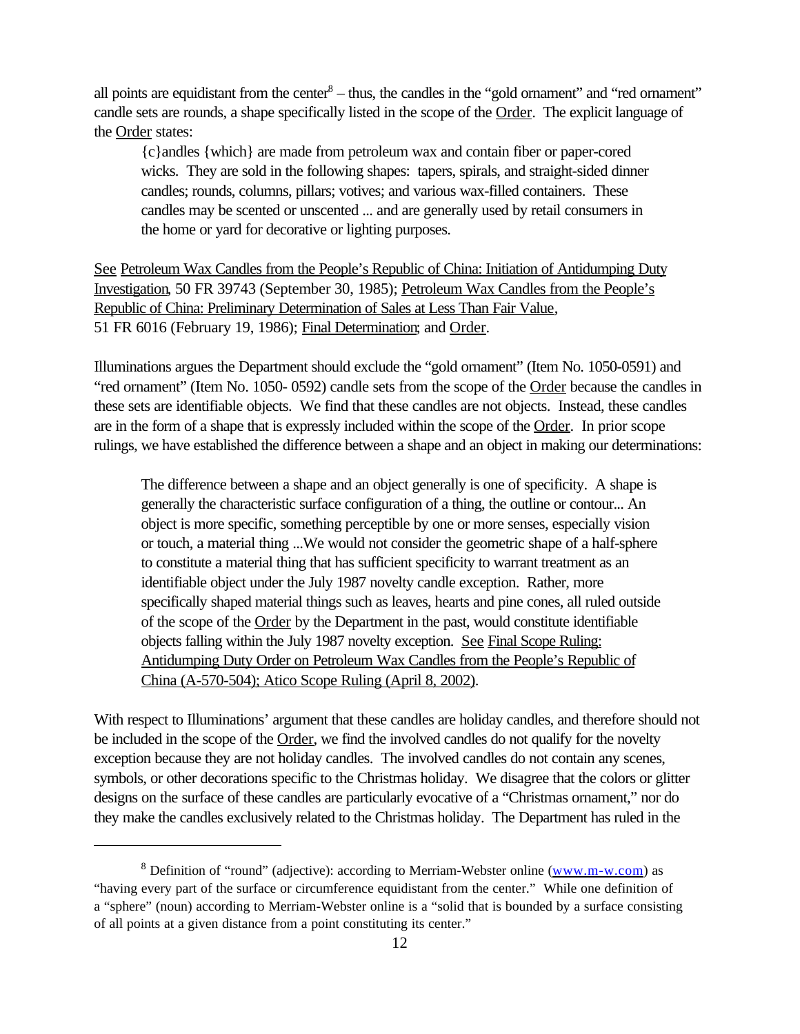all points are equidistant from the center[8] – thus, the candles in the "gold ornament" and "red ornament" candle sets are rounds, a shape specifically listed in the scope of the Order. The explicit language of the Order states:

> {c}andles {which} are made from petroleum wax and contain fiber or paper-cored wicks. They are sold in the following shapes: tapers, spirals, and straight-sided dinner candles; rounds, columns, pillars; votives; and various wax-filled containers. These candles may be scented or unscented ... and are generally used by retail consumers in the home or yard for decorative or lighting purposes.

See Petroleum Wax Candles from the People's Republic of China: Initiation of Antidumping Duty Investigation, 50 FR 39743 (September 30, 1985); Petroleum Wax Candles from the People's Republic of China: Preliminary Determination of Sales at Less Than Fair Value, 51 FR 6016 (February 19, 1986); Final Determination; and Order.

Illuminations argues the Department should exclude the "gold ornament" (Item No. 1050-0591) and "red ornament" (Item No. 1050- 0592) candle sets from the scope of the Order because the candles in these sets are identifiable objects. We find that these candles are not objects. Instead, these candles are in the form of a shape that is expressly included within the scope of the Order. In prior scope rulings, we have established the difference between a shape and an object in making our determinations:

> The difference between a shape and an object generally is one of specificity. A shape is generally the characteristic surface configuration of a thing, the outline or contour... An object is more specific, something perceptible by one or more senses, especially vision or touch, a material thing ...We would not consider the geometric shape of a half-sphere to constitute a material thing that has sufficient specificity to warrant treatment as an identifiable object under the July 1987 novelty candle exception. Rather, more specifically shaped material things such as leaves, hearts and pine cones, all ruled outside of the scope of the Order by the Department in the past, would constitute identifiable objects falling within the July 1987 novelty exception. See Final Scope Ruling: Antidumping Duty Order on Petroleum Wax Candles from the People's Republic of China (A-570-504); Atico Scope Ruling (April 8, 2002).

With respect to Illuminations' argument that these candles are holiday candles, and therefore should not be included in the scope of the Order, we find the involved candles do not qualify for the novelty exception because they are not holiday candles. The involved candles do not contain any scenes, symbols, or other decorations specific to the Christmas holiday. We disagree that the colors or glitter designs on the surface of these candles are particularly evocative of a "Christmas ornament," nor do they make the candles exclusively related to the Christmas holiday. The Department has ruled in the

[8] Definition of "round" (adjective): according to Merriam-Webster online (www.m-w.com) as "having every part of the surface or circumference equidistant from the center." While one definition of a "sphere" (noun) according to Merriam-Webster online is a "solid that is bounded by a surface consisting of all points at a given distance from a point constituting its center."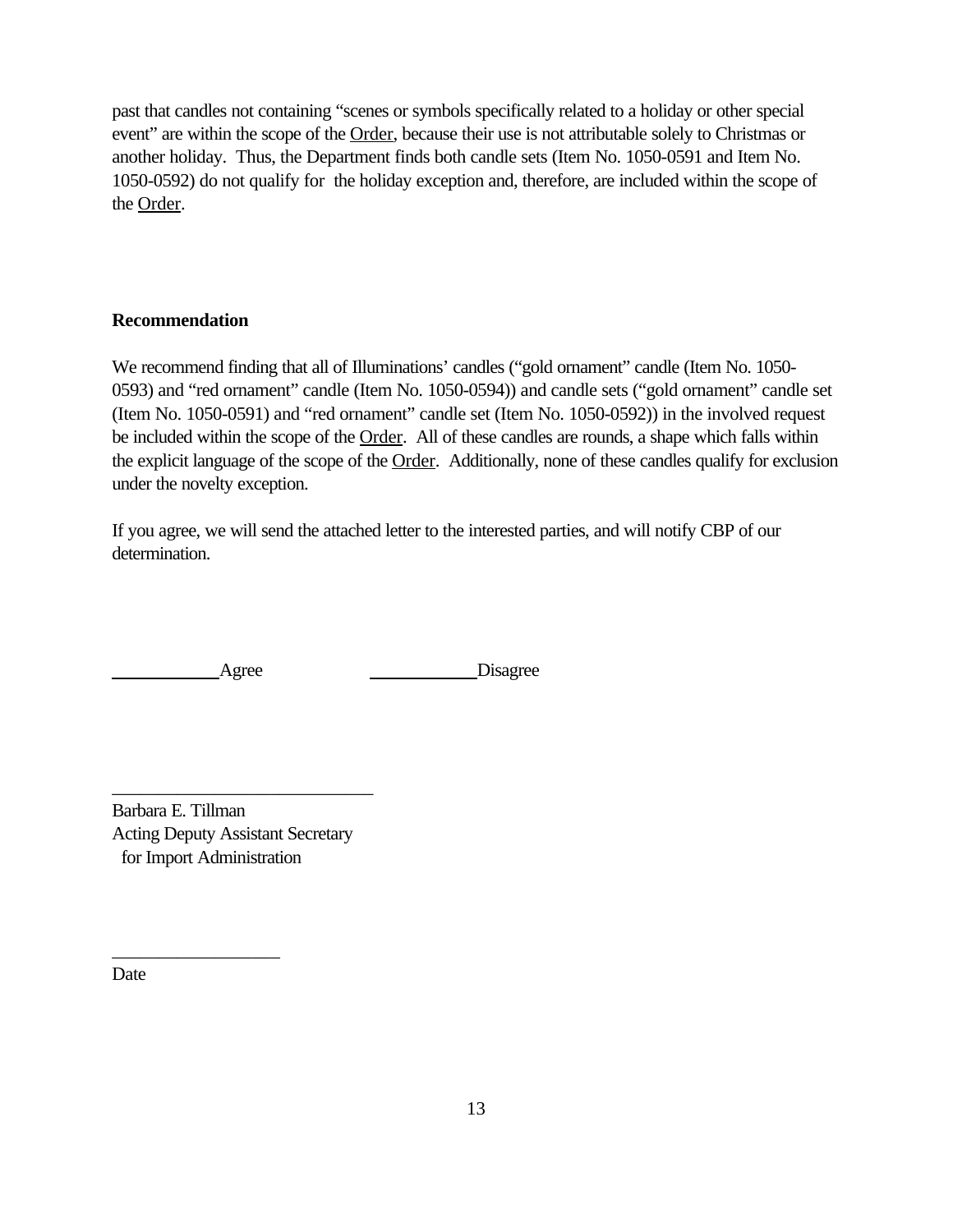past that candles not containing "scenes or symbols specifically related to a holiday or other special event" are within the scope of the Order, because their use is not attributable solely to Christmas or another holiday. Thus, the Department finds both candle sets (Item No. 1050-0591 and Item No. 1050-0592) do not qualify for the holiday exception and, therefore, are included within the scope of the Order.

**Recommendation**

We recommend finding that all of Illuminations' candles ("gold ornament" candle (Item No. 1050-0593) and "red ornament" candle (Item No. 1050-0594)) and candle sets ("gold ornament" candle set (Item No. 1050-0591) and "red ornament" candle set (Item No. 1050-0592)) in the involved request be included within the scope of the Order. All of these candles are rounds, a shape which falls within the explicit language of the scope of the Order. Additionally, none of these candles qualify for exclusion under the novelty exception.

If you agree, we will send the attached letter to the interested parties, and will notify CBP of our determination.

\_\_\_\_\_\_\_\_\_\_\_\_ Agree \_\_\_\_\_\_\_\_\_\_\_\_ Disagree

\_\_\_\_\_\_\_\_\_\_\_\_\_\_\_\_\_\_\_\_\_\_\_\_\_\_\_\_\_\_
Barbara E. Tillman
Acting Deputy Assistant Secretary
for Import Administration

\_\_\_\_\_\_\_\_\_\_\_\_\_\_\_\_\_\_\_
Date